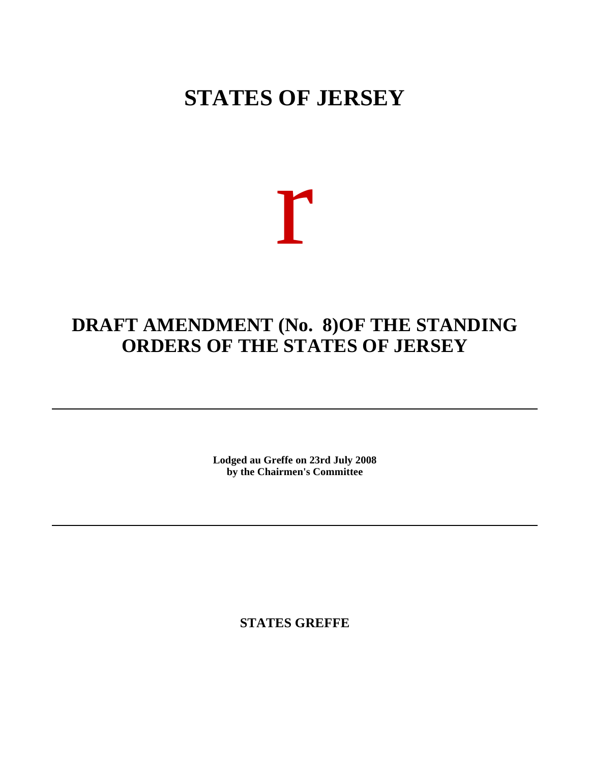# STATES OF JERSEY

r

## DRAFT AMENDMENT (No. 8)OF THE STANDING ORDERS OF THE STATES OF JERSEY

---

**Lodged au Greffe on 23rd July 2008**
**by the Chairmen's Committee**

---

**STATES GREFFE**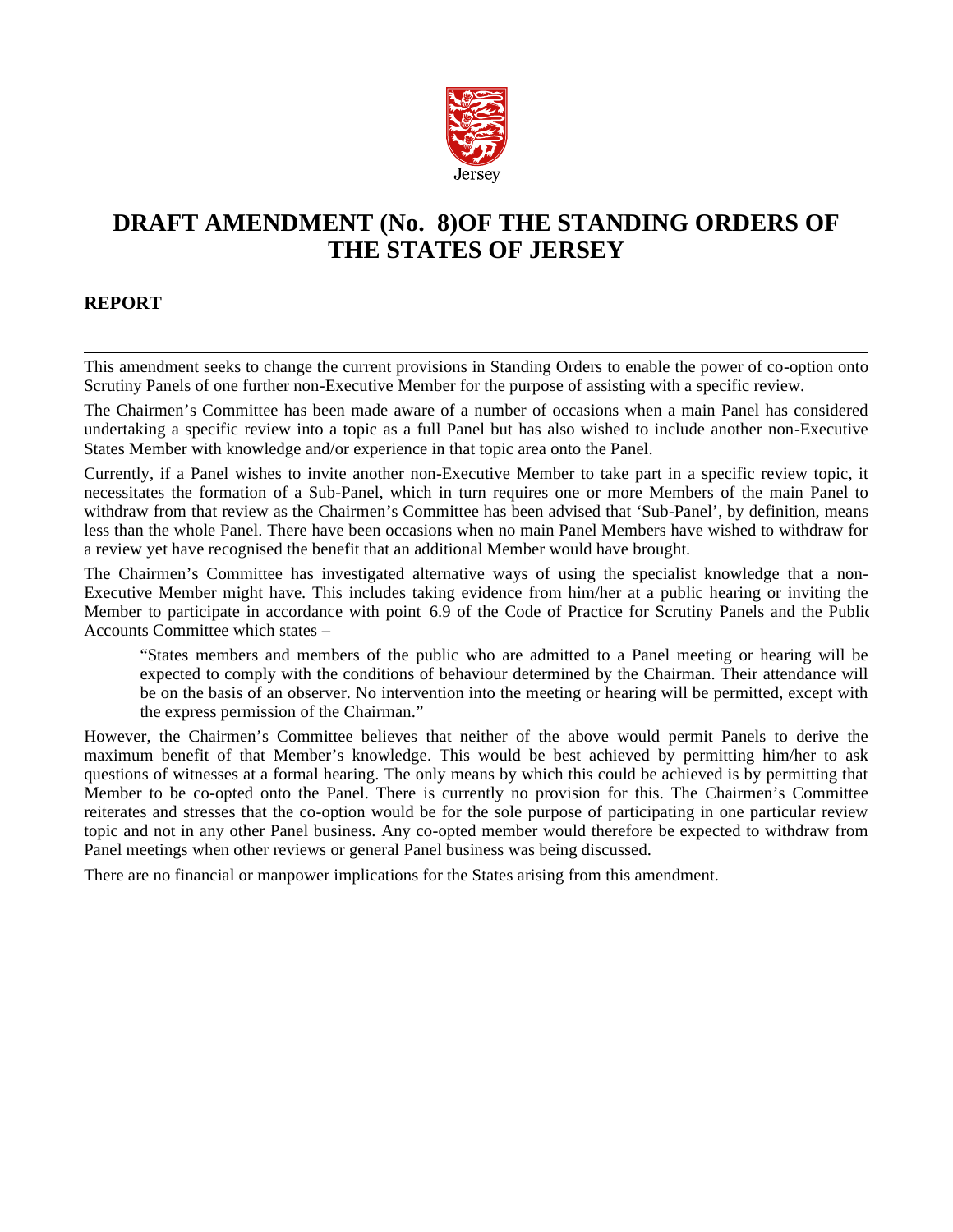Jersey

# DRAFT AMENDMENT (No. 8)OF THE STANDING ORDERS OF THE STATES OF JERSEY

## REPORT

---

This amendment seeks to change the current provisions in Standing Orders to enable the power of co-option onto Scrutiny Panels of one further non-Executive Member for the purpose of assisting with a specific review.

The Chairmen's Committee has been made aware of a number of occasions when a main Panel has considered undertaking a specific review into a topic as a full Panel but has also wished to include another non-Executive States Member with knowledge and/or experience in that topic area onto the Panel.

Currently, if a Panel wishes to invite another non-Executive Member to take part in a specific review topic, it necessitates the formation of a Sub-Panel, which in turn requires one or more Members of the main Panel to withdraw from that review as the Chairmen's Committee has been advised that 'Sub-Panel', by definition, means less than the whole Panel. There have been occasions when no main Panel Members have wished to withdraw for a review yet have recognised the benefit that an additional Member would have brought.

The Chairmen's Committee has investigated alternative ways of using the specialist knowledge that a non-Executive Member might have. This includes taking evidence from him/her at a public hearing or inviting the Member to participate in accordance with point 6.9 of the Code of Practice for Scrutiny Panels and the Public Accounts Committee which states –

> "States members and members of the public who are admitted to a Panel meeting or hearing will be expected to comply with the conditions of behaviour determined by the Chairman. Their attendance will be on the basis of an observer. No intervention into the meeting or hearing will be permitted, except with the express permission of the Chairman."

However, the Chairmen's Committee believes that neither of the above would permit Panels to derive the maximum benefit of that Member's knowledge. This would be best achieved by permitting him/her to ask questions of witnesses at a formal hearing. The only means by which this could be achieved is by permitting that Member to be co-opted onto the Panel. There is currently no provision for this. The Chairmen's Committee reiterates and stresses that the co-option would be for the sole purpose of participating in one particular review topic and not in any other Panel business. Any co-opted member would therefore be expected to withdraw from Panel meetings when other reviews or general Panel business was being discussed.

There are no financial or manpower implications for the States arising from this amendment.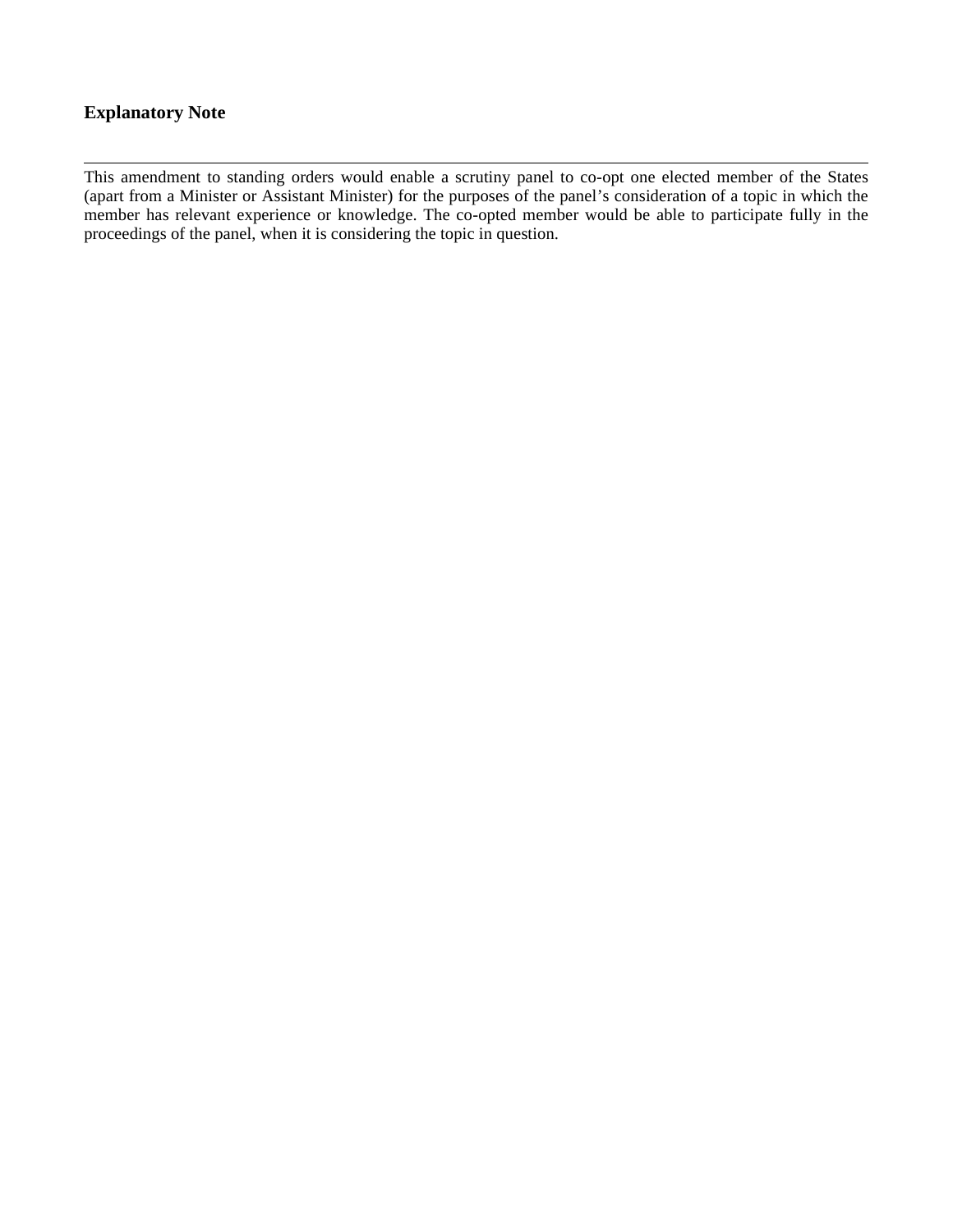## Explanatory Note

---

This amendment to standing orders would enable a scrutiny panel to co-opt one elected member of the States (apart from a Minister or Assistant Minister) for the purposes of the panel's consideration of a topic in which the member has relevant experience or knowledge. The co-opted member would be able to participate fully in the proceedings of the panel, when it is considering the topic in question.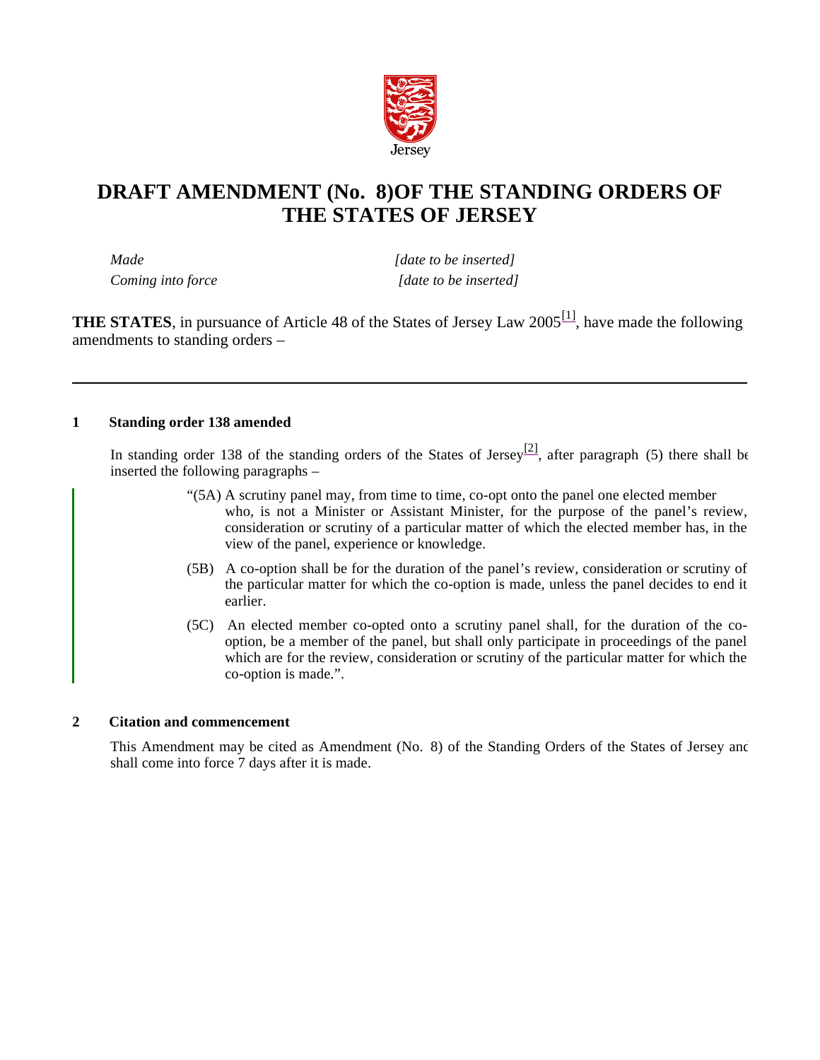# DRAFT AMENDMENT (No. 8)OF THE STANDING ORDERS OF THE STATES OF JERSEY

*Made* *[date to be inserted]*

*Coming into force* *[date to be inserted]*

**THE STATES**, in pursuance of Article 48 of the States of Jersey Law 2005[1], have made the following amendments to standing orders –

---

**1 Standing order 138 amended**

In standing order 138 of the standing orders of the States of Jersey[2], after paragraph (5) there shall be inserted the following paragraphs –

"(5A) A scrutiny panel may, from time to time, co-opt onto the panel one elected member who, is not a Minister or Assistant Minister, for the purpose of the panel's review, consideration or scrutiny of a particular matter of which the elected member has, in the view of the panel, experience or knowledge.

(5B) A co-option shall be for the duration of the panel's review, consideration or scrutiny of the particular matter for which the co-option is made, unless the panel decides to end it earlier.

(5C) An elected member co-opted onto a scrutiny panel shall, for the duration of the co-option, be a member of the panel, but shall only participate in proceedings of the panel which are for the review, consideration or scrutiny of the particular matter for which the co-option is made.".

**2 Citation and commencement**

This Amendment may be cited as Amendment (No. 8) of the Standing Orders of the States of Jersey and shall come into force 7 days after it is made.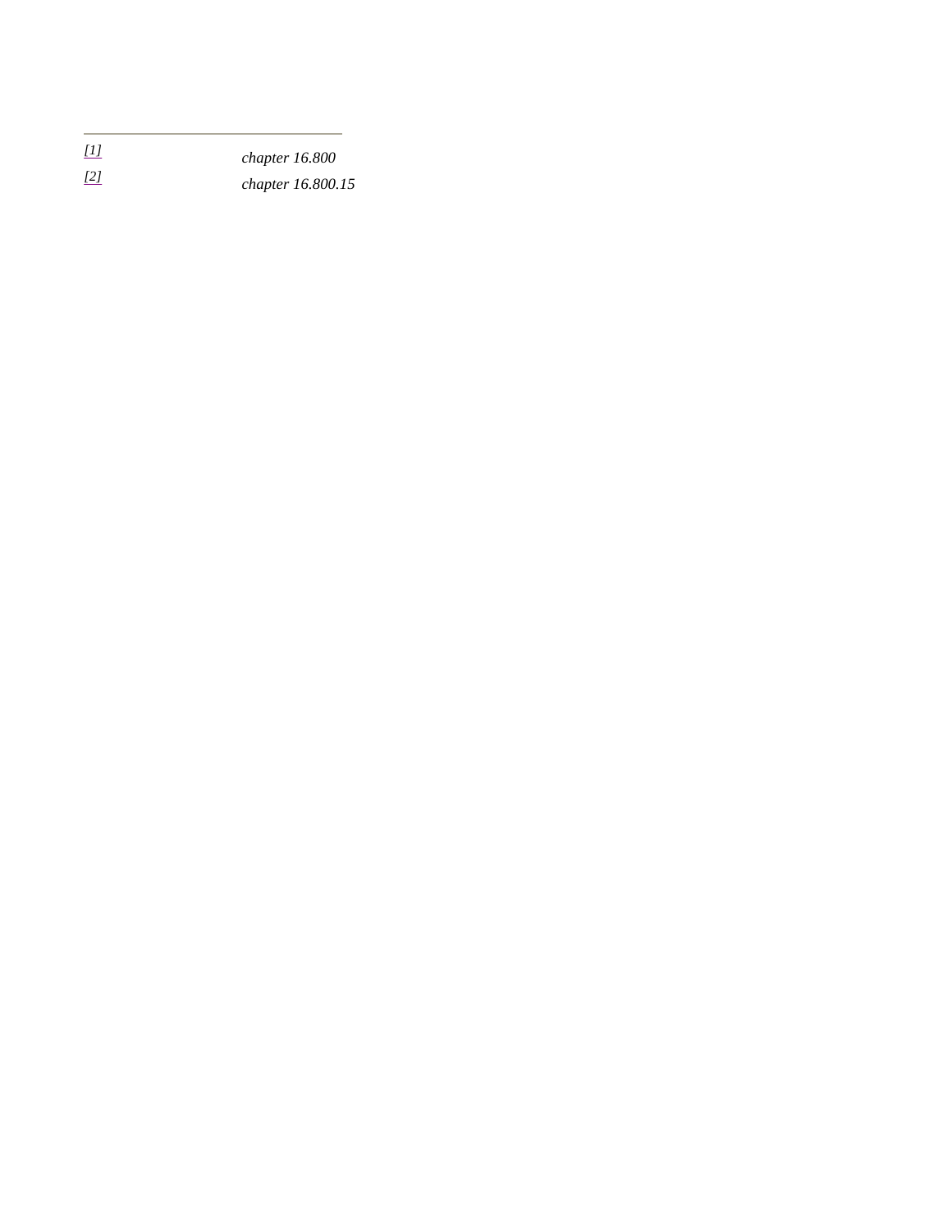---

[1] *chapter 16.800*

[2] *chapter 16.800.15*